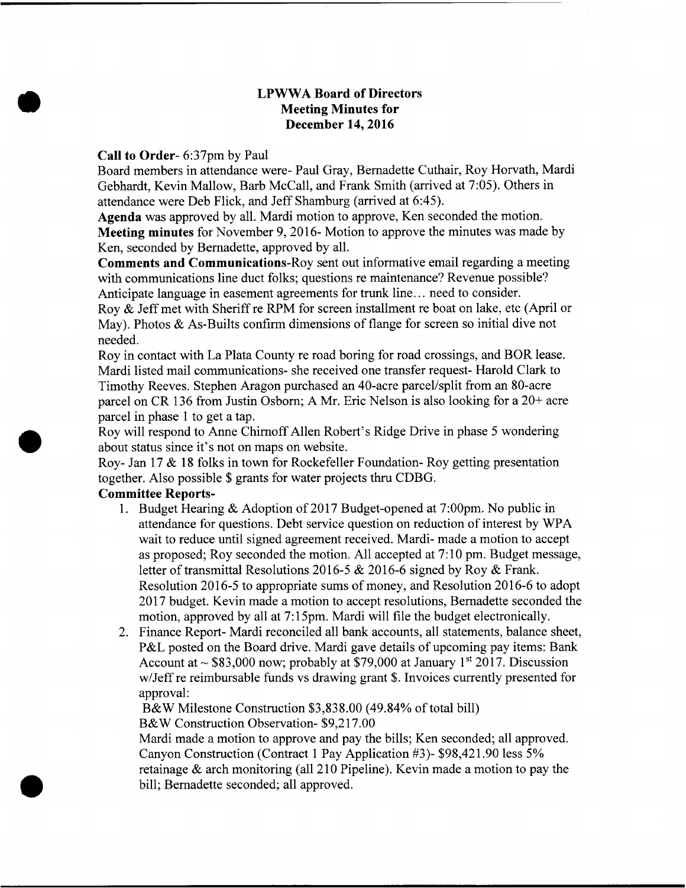# LPWWA Board of Directors
## Meeting Minutes for
## December 14, 2016

**Call to Order**- 6:37pm by Paul

Board members in attendance were- Paul Gray, Bernadette Cuthair, Roy Horvath, Mardi Gebhardt, Kevin Mallow, Barb McCall, and Frank Smith (arrived at 7:05). Others in attendance were Deb Flick, and Jeff Shamburg (arrived at 6:45).

**Agenda** was approved by all. Mardi motion to approve, Ken seconded the motion.

**Meeting minutes** for November 9, 2016- Motion to approve the minutes was made by Ken, seconded by Bernadette, approved by all.

**Comments and Communications**-Roy sent out informative email regarding a meeting with communications line duct folks; questions re maintenance? Revenue possible? Anticipate language in easement agreements for trunk line… need to consider.

Roy & Jeff met with Sheriff re RPM for screen installment re boat on lake, etc (April or May). Photos & As-Builts confirm dimensions of flange for screen so initial dive not needed.

Roy in contact with La Plata County re road boring for road crossings, and BOR lease. Mardi listed mail communications- she received one transfer request- Harold Clark to Timothy Reeves. Stephen Aragon purchased an 40-acre parcel/split from an 80-acre parcel on CR 136 from Justin Osborn; A Mr. Eric Nelson is also looking for a 20+ acre parcel in phase 1 to get a tap.

Roy will respond to Anne Chirnoff Allen Robert's Ridge Drive in phase 5 wondering about status since it's not on maps on website.

Roy- Jan 17 & 18 folks in town for Rockefeller Foundation- Roy getting presentation together. Also possible $ grants for water projects thru CDBG.

**Committee Reports-**

1. Budget Hearing & Adoption of 2017 Budget-opened at 7:00pm. No public in attendance for questions. Debt service question on reduction of interest by WPA wait to reduce until signed agreement received. Mardi- made a motion to accept as proposed; Roy seconded the motion. All accepted at 7:10 pm. Budget message, letter of transmittal Resolutions 2016-5 & 2016-6 signed by Roy & Frank. Resolution 2016-5 to appropriate sums of money, and Resolution 2016-6 to adopt 2017 budget. Kevin made a motion to accept resolutions, Bernadette seconded the motion, approved by all at 7:15pm. Mardi will file the budget electronically.
2. Finance Report- Mardi reconciled all bank accounts, all statements, balance sheet, P&L posted on the Board drive. Mardi gave details of upcoming pay items: Bank Account at ~ $83,000 now; probably at $79,000 at January 1st 2017. Discussion w/Jeff re reimbursable funds vs drawing grant $. Invoices currently presented for approval:

   B&W Milestone Construction $3,838.00 (49.84% of total bill)

   B&W Construction Observation- $9,217.00

   Mardi made a motion to approve and pay the bills; Ken seconded; all approved. Canyon Construction (Contract 1 Pay Application #3)- $98,421.90 less 5% retainage & arch monitoring (all 210 Pipeline). Kevin made a motion to pay the bill; Bernadette seconded; all approved.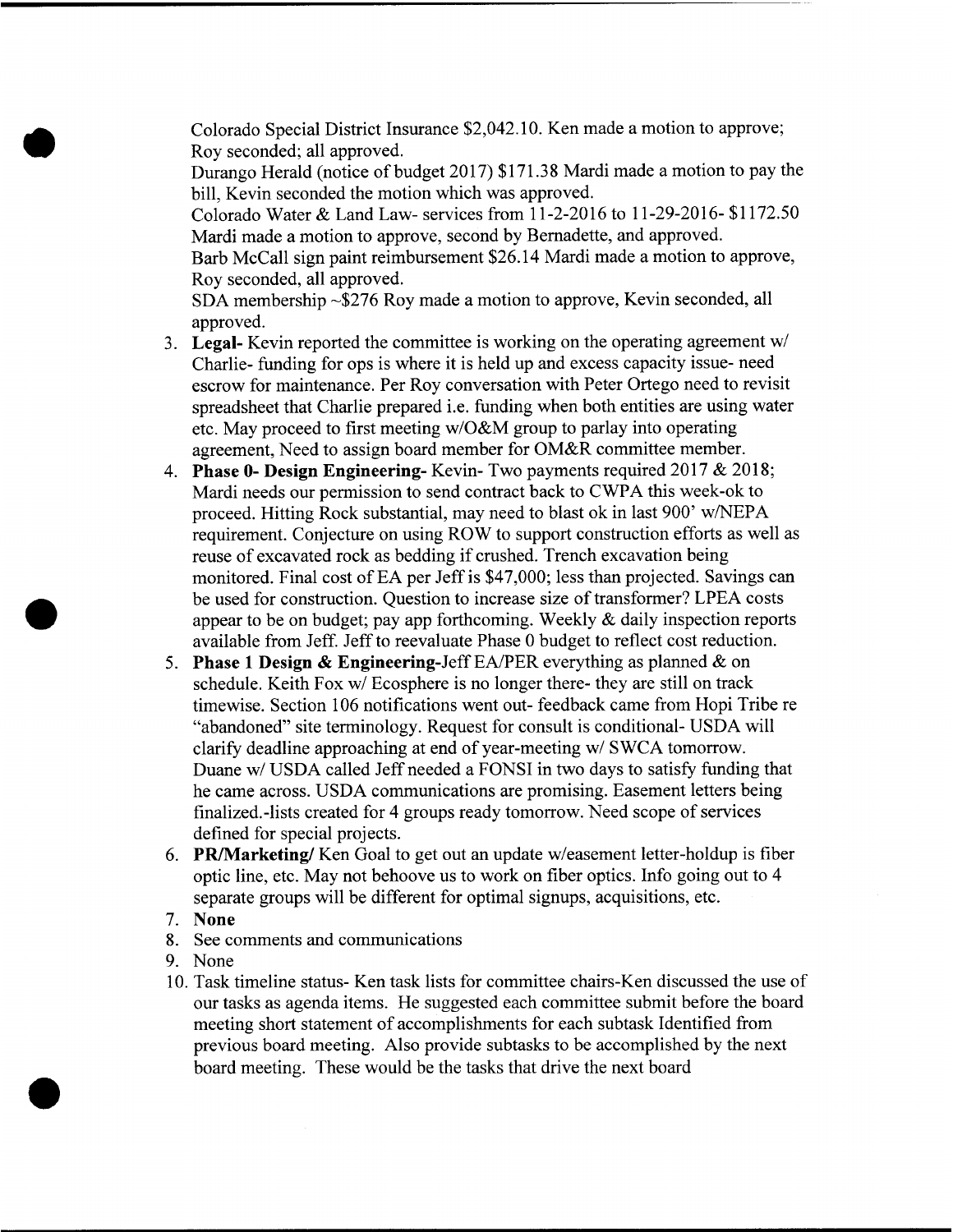Colorado Special District Insurance $2,042.10. Ken made a motion to approve; Roy seconded; all approved.
Durango Herald (notice of budget 2017) $171.38 Mardi made a motion to pay the bill, Kevin seconded the motion which was approved.
Colorado Water & Land Law- services from 11-2-2016 to 11-29-2016- $1172.50 Mardi made a motion to approve, second by Bernadette, and approved.
Barb McCall sign paint reimbursement $26.14 Mardi made a motion to approve, Roy seconded, all approved.
SDA membership ~$276 Roy made a motion to approve, Kevin seconded, all approved.

3. **Legal-** Kevin reported the committee is working on the operating agreement w/ Charlie- funding for ops is where it is held up and excess capacity issue- need escrow for maintenance. Per Roy conversation with Peter Ortego need to revisit spreadsheet that Charlie prepared i.e. funding when both entities are using water etc. May proceed to first meeting w/O&M group to parlay into operating agreement, Need to assign board member for OM&R committee member.
4. **Phase 0- Design Engineering-** Kevin- Two payments required 2017 & 2018; Mardi needs our permission to send contract back to CWPA this week-ok to proceed. Hitting Rock substantial, may need to blast ok in last 900' w/NEPA requirement. Conjecture on using ROW to support construction efforts as well as reuse of excavated rock as bedding if crushed. Trench excavation being monitored. Final cost of EA per Jeff is $47,000; less than projected. Savings can be used for construction. Question to increase size of transformer? LPEA costs appear to be on budget; pay app forthcoming. Weekly & daily inspection reports available from Jeff. Jeff to reevaluate Phase 0 budget to reflect cost reduction.
5. **Phase 1 Design & Engineering-**Jeff EA/PER everything as planned & on schedule. Keith Fox w/ Ecosphere is no longer there- they are still on track timewise. Section 106 notifications went out- feedback came from Hopi Tribe re "abandoned" site terminology. Request for consult is conditional- USDA will clarify deadline approaching at end of year-meeting w/ SWCA tomorrow. Duane w/ USDA called Jeff needed a FONSI in two days to satisfy funding that he came across. USDA communications are promising. Easement letters being finalized.-lists created for 4 groups ready tomorrow. Need scope of services defined for special projects.
6. **PR/Marketing/** Ken Goal to get out an update w/easement letter-holdup is fiber optic line, etc. May not behoove us to work on fiber optics. Info going out to 4 separate groups will be different for optimal signups, acquisitions, etc.
7. **None**
8. See comments and communications
9. None
10. Task timeline status- Ken task lists for committee chairs-Ken discussed the use of our tasks as agenda items. He suggested each committee submit before the board meeting short statement of accomplishments for each subtask Identified from previous board meeting. Also provide subtasks to be accomplished by the next board meeting. These would be the tasks that drive the next board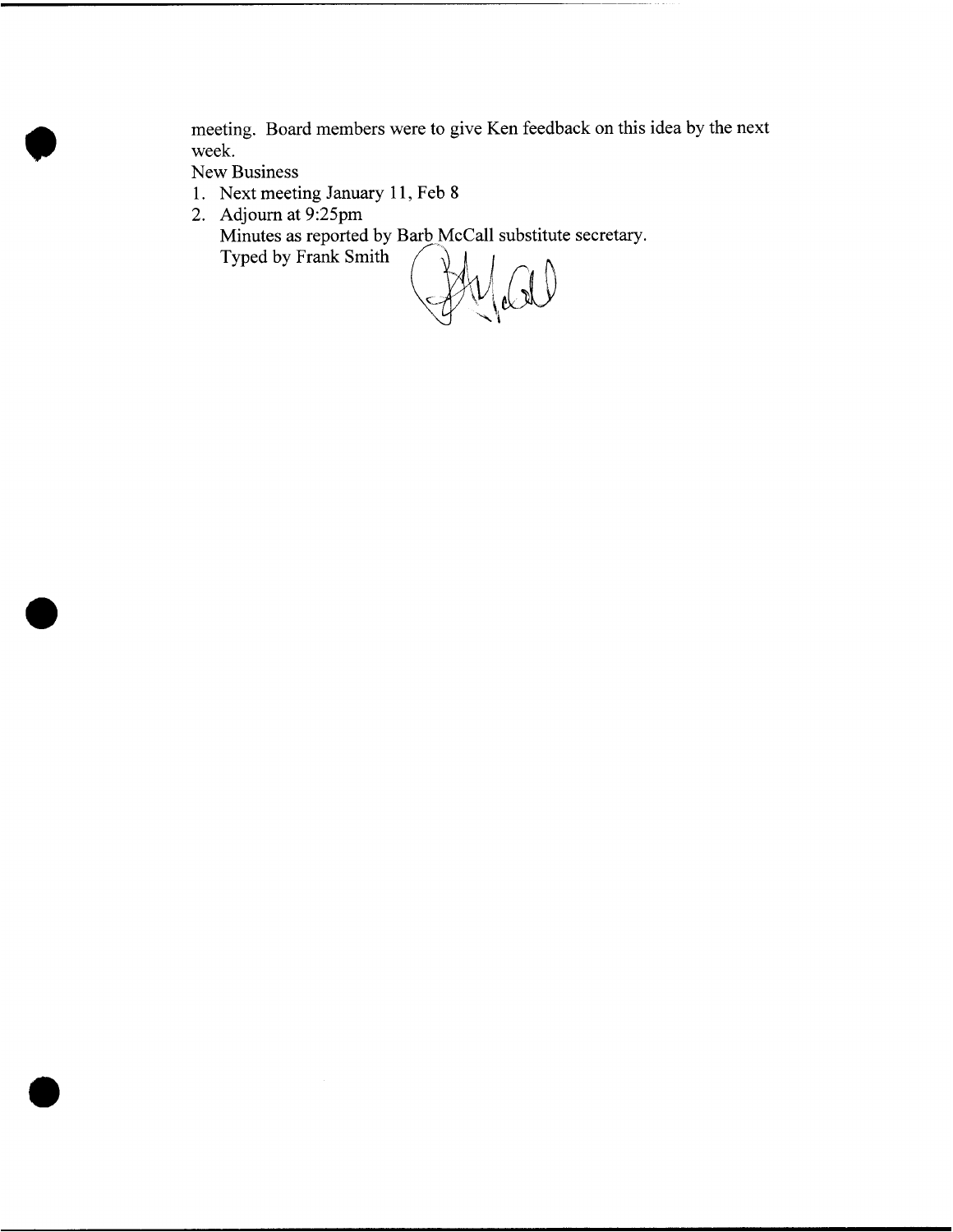meeting. Board members were to give Ken feedback on this idea by the next week.

New Business

1. Next meeting January 11, Feb 8
2. Adjourn at 9:25pm

   Minutes as reported by Barb McCall substitute secretary.

   Typed by Frank Smith